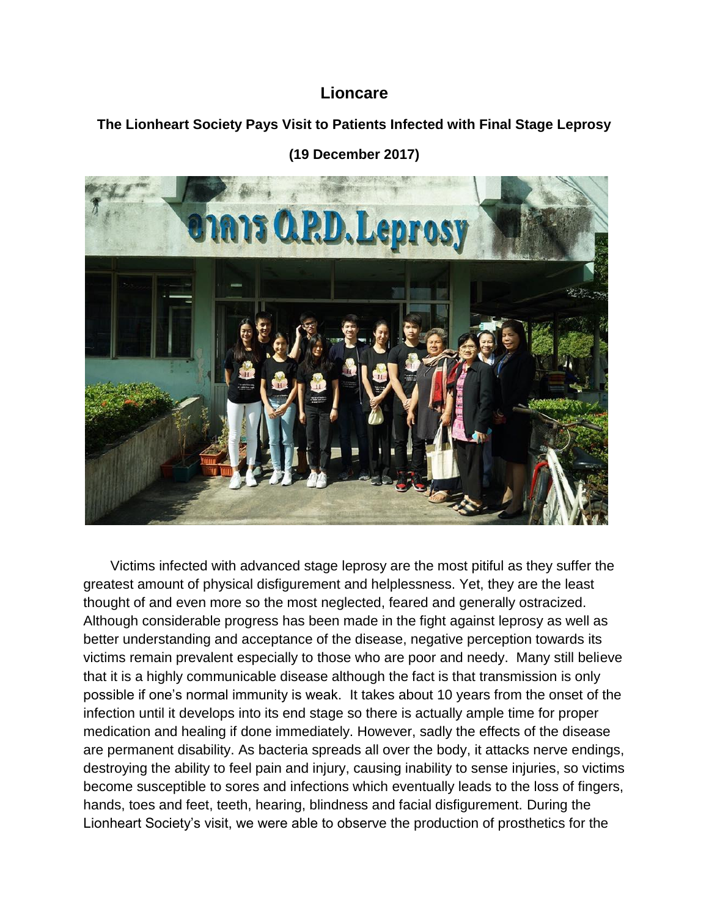# Lioncare

## The Lionheart Society Pays Visit to Patients Infected with Final Stage Leprosy

**(19 December 2017)**

Victims infected with advanced stage leprosy are the most pitiful as they suffer the greatest amount of physical disfigurement and helplessness. Yet, they are the least thought of and even more so the most neglected, feared and generally ostracized. Although considerable progress has been made in the fight against leprosy as well as better understanding and acceptance of the disease, negative perception towards its victims remain prevalent especially to those who are poor and needy. Many still believe that it is a highly communicable disease although the fact is that transmission is only possible if one's normal immunity is weak. It takes about 10 years from the onset of the infection until it develops into its end stage so there is actually ample time for proper medication and healing if done immediately. However, sadly the effects of the disease are permanent disability. As bacteria spreads all over the body, it attacks nerve endings, destroying the ability to feel pain and injury, causing inability to sense injuries, so victims become susceptible to sores and infections which eventually leads to the loss of fingers, hands, toes and feet, teeth, hearing, blindness and facial disfigurement. During the Lionheart Society's visit, we were able to observe the production of prosthetics for the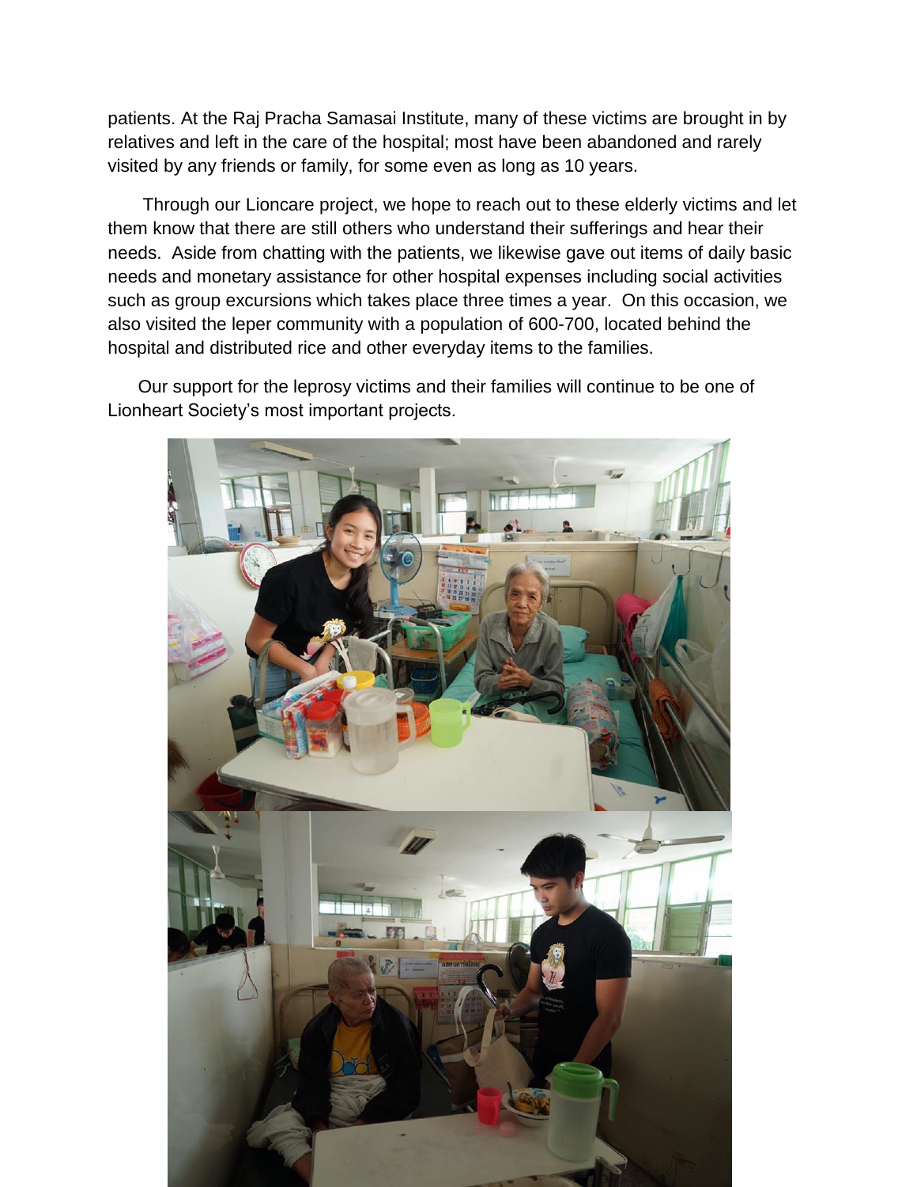patients. At the Raj Pracha Samasai Institute, many of these victims are brought in by relatives and left in the care of the hospital; most have been abandoned and rarely visited by any friends or family, for some even as long as 10 years.

Through our Lioncare project, we hope to reach out to these elderly victims and let them know that there are still others who understand their sufferings and hear their needs. Aside from chatting with the patients, we likewise gave out items of daily basic needs and monetary assistance for other hospital expenses including social activities such as group excursions which takes place three times a year. On this occasion, we also visited the leper community with a population of 600-700, located behind the hospital and distributed rice and other everyday items to the families.

Our support for the leprosy victims and their families will continue to be one of Lionheart Society's most important projects.